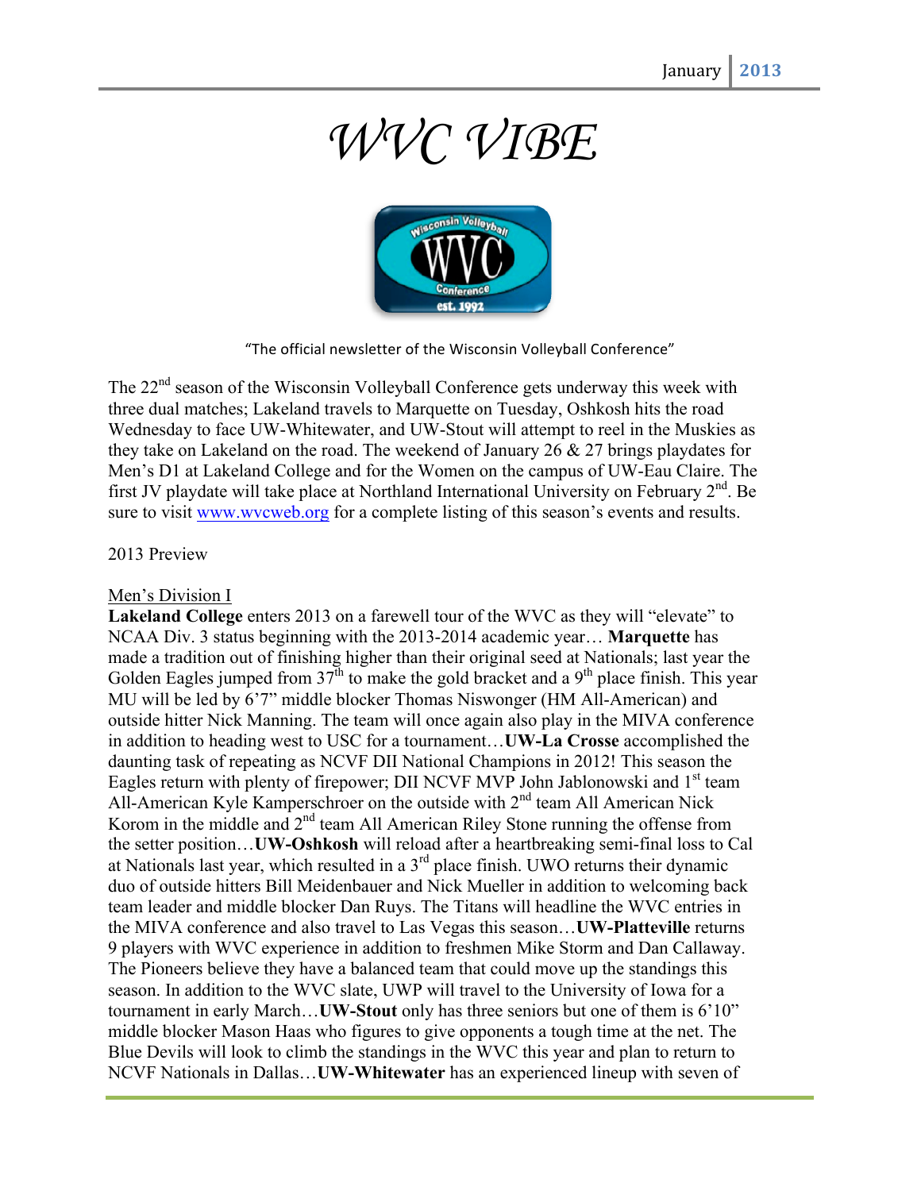# *WVC VIBE*

"The official newsletter of the Wisconsin Volleyball Conference"

The 22nd season of the Wisconsin Volleyball Conference gets underway this week with three dual matches; Lakeland travels to Marquette on Tuesday, Oshkosh hits the road Wednesday to face UW-Whitewater, and UW-Stout will attempt to reel in the Muskies as they take on Lakeland on the road. The weekend of January 26 & 27 brings playdates for Men's D1 at Lakeland College and for the Women on the campus of UW-Eau Claire. The first JV playdate will take place at Northland International University on February 2nd. Be sure to visit [www.wvcweb.org](http://www.wvcweb.org) for a complete listing of this season's events and results.

2013 Preview

Men's Division I

**Lakeland College** enters 2013 on a farewell tour of the WVC as they will "elevate" to NCAA Div. 3 status beginning with the 2013-2014 academic year… **Marquette** has made a tradition out of finishing higher than their original seed at Nationals; last year the Golden Eagles jumped from 37th to make the gold bracket and a 9th place finish. This year MU will be led by 6'7" middle blocker Thomas Niswonger (HM All-American) and outside hitter Nick Manning. The team will once again also play in the MIVA conference in addition to heading west to USC for a tournament…**UW-La Crosse** accomplished the daunting task of repeating as NCVF DII National Champions in 2012! This season the Eagles return with plenty of firepower; DII NCVF MVP John Jablonowski and 1st team All-American Kyle Kamperschroer on the outside with 2nd team All American Nick Korom in the middle and 2nd team All American Riley Stone running the offense from the setter position…**UW-Oshkosh** will reload after a heartbreaking semi-final loss to Cal at Nationals last year, which resulted in a 3rd place finish. UWO returns their dynamic duo of outside hitters Bill Meidenbauer and Nick Mueller in addition to welcoming back team leader and middle blocker Dan Ruys. The Titans will headline the WVC entries in the MIVA conference and also travel to Las Vegas this season…**UW-Platteville** returns 9 players with WVC experience in addition to freshmen Mike Storm and Dan Callaway. The Pioneers believe they have a balanced team that could move up the standings this season. In addition to the WVC slate, UWP will travel to the University of Iowa for a tournament in early March…**UW-Stout** only has three seniors but one of them is 6'10" middle blocker Mason Haas who figures to give opponents a tough time at the net. The Blue Devils will look to climb the standings in the WVC this year and plan to return to NCVF Nationals in Dallas…**UW-Whitewater** has an experienced lineup with seven of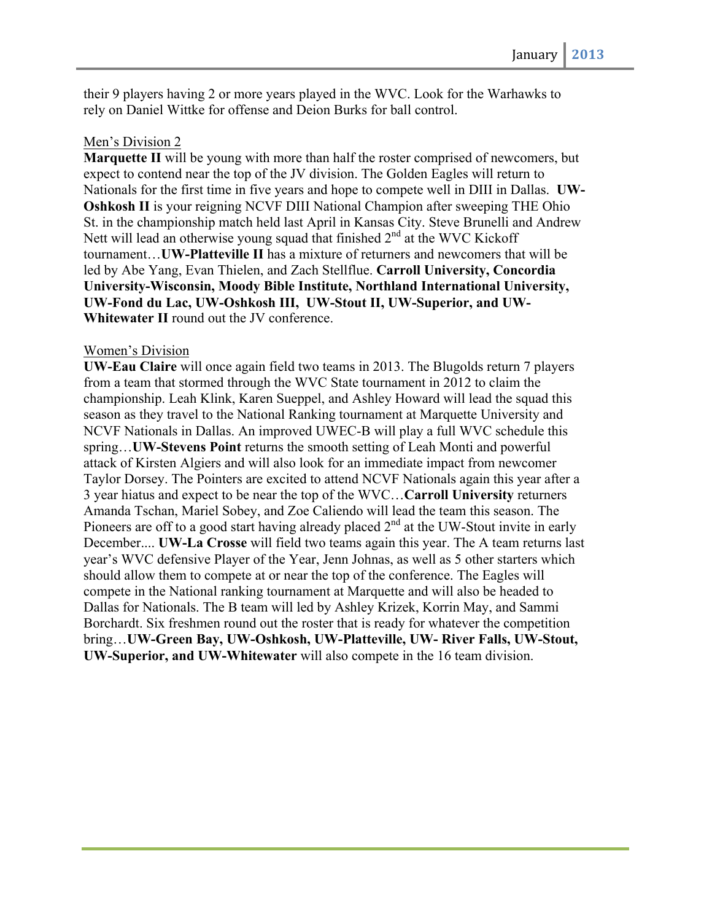their 9 players having 2 or more years played in the WVC. Look for the Warhawks to rely on Daniel Wittke for offense and Deion Burks for ball control.

Men's Division 2

**Marquette II** will be young with more than half the roster comprised of newcomers, but expect to contend near the top of the JV division. The Golden Eagles will return to Nationals for the first time in five years and hope to compete well in DIII in Dallas. **UW-Oshkosh II** is your reigning NCVF DIII National Champion after sweeping THE Ohio St. in the championship match held last April in Kansas City. Steve Brunelli and Andrew Nett will lead an otherwise young squad that finished 2nd at the WVC Kickoff tournament…**UW-Platteville II** has a mixture of returners and newcomers that will be led by Abe Yang, Evan Thielen, and Zach Stellflue. **Carroll University, Concordia University-Wisconsin, Moody Bible Institute, Northland International University, UW-Fond du Lac, UW-Oshkosh III, UW-Stout II, UW-Superior, and UW-Whitewater II** round out the JV conference.

Women's Division

**UW-Eau Claire** will once again field two teams in 2013. The Blugolds return 7 players from a team that stormed through the WVC State tournament in 2012 to claim the championship. Leah Klink, Karen Sueppel, and Ashley Howard will lead the squad this season as they travel to the National Ranking tournament at Marquette University and NCVF Nationals in Dallas. An improved UWEC-B will play a full WVC schedule this spring…**UW-Stevens Point** returns the smooth setting of Leah Monti and powerful attack of Kirsten Algiers and will also look for an immediate impact from newcomer Taylor Dorsey. The Pointers are excited to attend NCVF Nationals again this year after a 3 year hiatus and expect to be near the top of the WVC…**Carroll University** returners Amanda Tschan, Mariel Sobey, and Zoe Caliendo will lead the team this season. The Pioneers are off to a good start having already placed 2nd at the UW-Stout invite in early December.... **UW-La Crosse** will field two teams again this year. The A team returns last year's WVC defensive Player of the Year, Jenn Johnas, as well as 5 other starters which should allow them to compete at or near the top of the conference. The Eagles will compete in the National ranking tournament at Marquette and will also be headed to Dallas for Nationals. The B team will led by Ashley Krizek, Korrin May, and Sammi Borchardt. Six freshmen round out the roster that is ready for whatever the competition bring…**UW-Green Bay, UW-Oshkosh, UW-Platteville, UW- River Falls, UW-Stout, UW-Superior, and UW-Whitewater** will also compete in the 16 team division.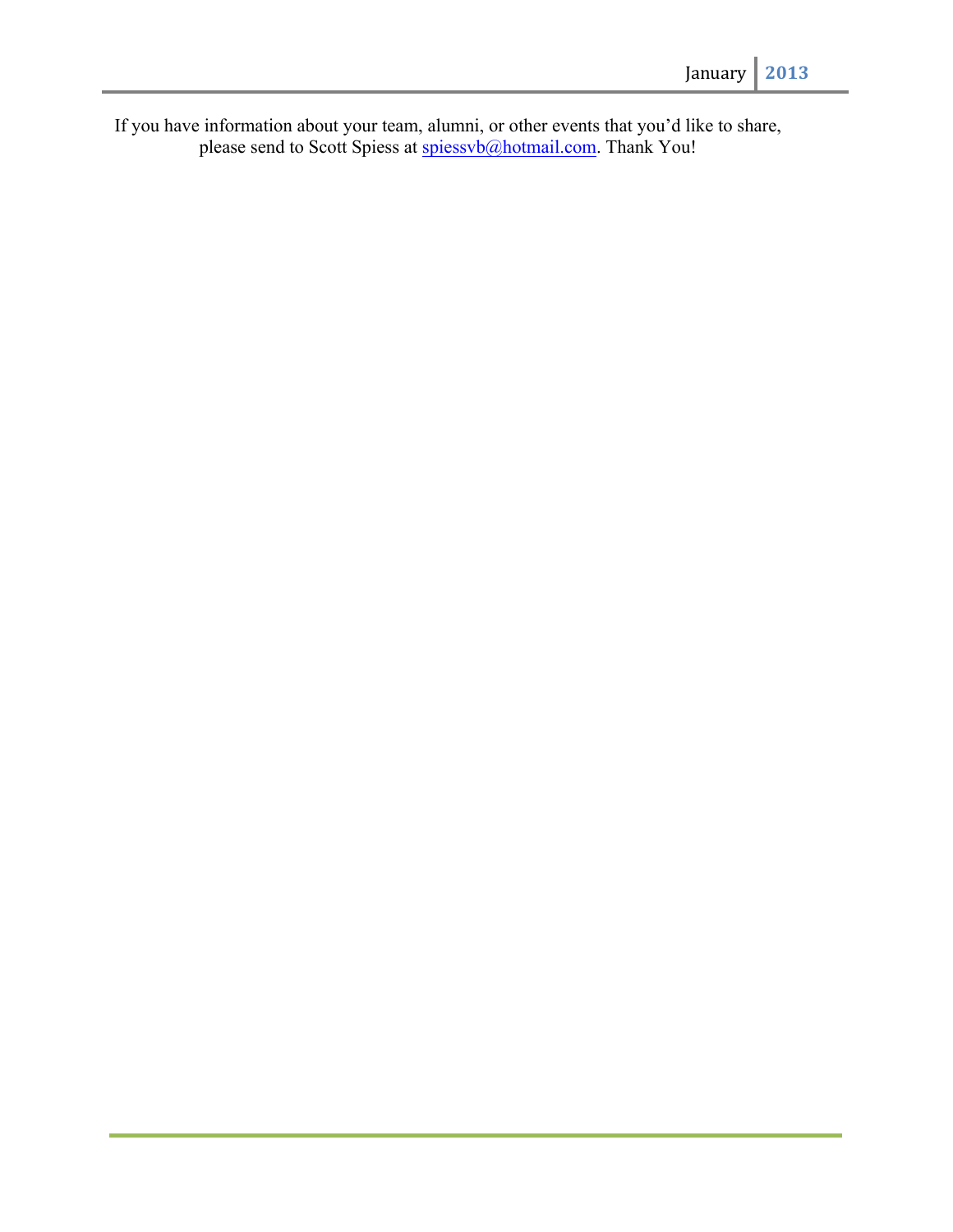If you have information about your team, alumni, or other events that you'd like to share, please send to Scott Spiess at spiessvb@hotmail.com. Thank You!